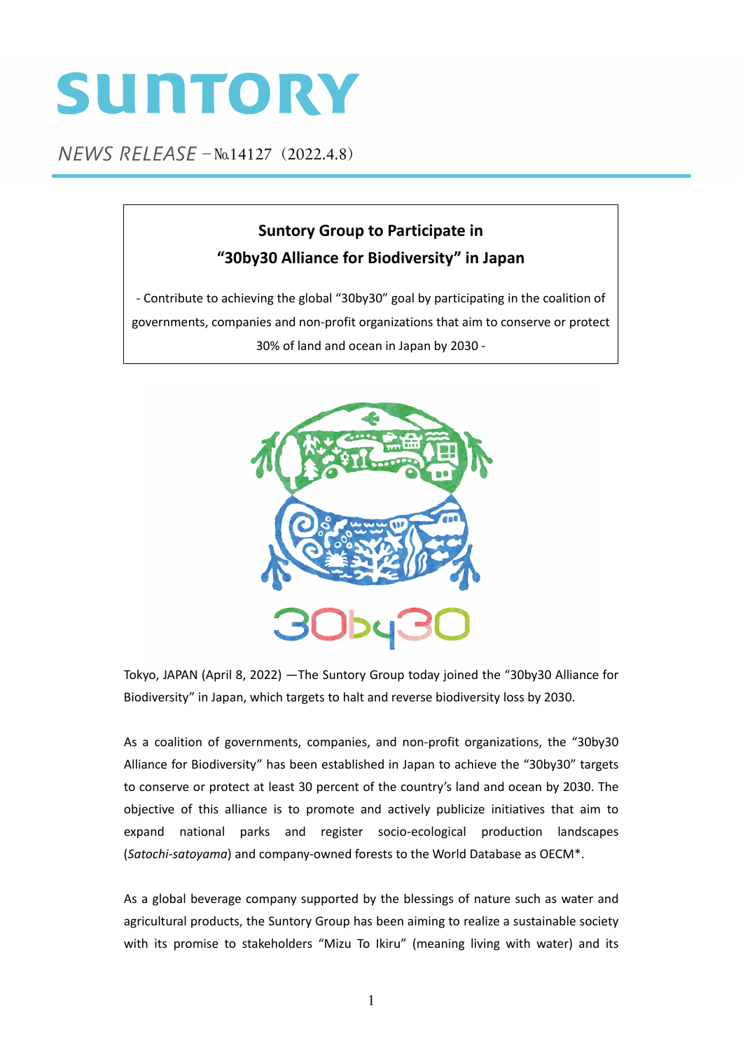SUNTORY

*NEWS RELEASE* – №14127（2022.4.8）

## Suntory Group to Participate in "30by30 Alliance for Biodiversity" in Japan

- Contribute to achieving the global "30by30" goal by participating in the coalition of governments, companies and non-profit organizations that aim to conserve or protect 30% of land and ocean in Japan by 2030 -

Tokyo, JAPAN (April 8, 2022) —The Suntory Group today joined the "30by30 Alliance for Biodiversity" in Japan, which targets to halt and reverse biodiversity loss by 2030.

As a coalition of governments, companies, and non-profit organizations, the "30by30 Alliance for Biodiversity" has been established in Japan to achieve the "30by30" targets to conserve or protect at least 30 percent of the country's land and ocean by 2030. The objective of this alliance is to promote and actively publicize initiatives that aim to expand national parks and register socio-ecological production landscapes (*Satochi-satoyama*) and company-owned forests to the World Database as OECM*.

As a global beverage company supported by the blessings of nature such as water and agricultural products, the Suntory Group has been aiming to realize a sustainable society with its promise to stakeholders "Mizu To Ikiru" (meaning living with water) and its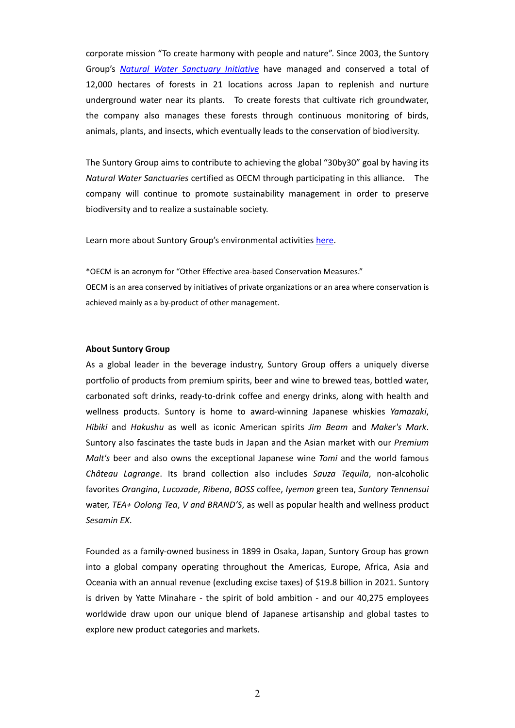corporate mission "To create harmony with people and nature". Since 2003, the Suntory Group's *Natural Water Sanctuary Initiative* have managed and conserved a total of 12,000 hectares of forests in 21 locations across Japan to replenish and nurture underground water near its plants. To create forests that cultivate rich groundwater, the company also manages these forests through continuous monitoring of birds, animals, plants, and insects, which eventually leads to the conservation of biodiversity.

The Suntory Group aims to contribute to achieving the global "30by30" goal by having its *Natural Water Sanctuaries* certified as OECM through participating in this alliance. The company will continue to promote sustainability management in order to preserve biodiversity and to realize a sustainable society.

Learn more about Suntory Group's environmental activities here.

*OECM is an acronym for "Other Effective area-based Conservation Measures."
OECM is an area conserved by initiatives of private organizations or an area where conservation is achieved mainly as a by-product of other management.

**About Suntory Group**

As a global leader in the beverage industry, Suntory Group offers a uniquely diverse portfolio of products from premium spirits, beer and wine to brewed teas, bottled water, carbonated soft drinks, ready-to-drink coffee and energy drinks, along with health and wellness products. Suntory is home to award-winning Japanese whiskies *Yamazaki*, *Hibiki* and *Hakushu* as well as iconic American spirits *Jim Beam* and *Maker's Mark*. Suntory also fascinates the taste buds in Japan and the Asian market with our *Premium Malt's* beer and also owns the exceptional Japanese wine *Tomi* and the world famous *Château Lagrange*. Its brand collection also includes *Sauza Tequila*, non-alcoholic favorites *Orangina*, *Lucozade*, *Ribena*, *BOSS* coffee, *Iyemon* green tea, *Suntory Tennensui* water, *TEA+ Oolong Tea*, *V and BRAND'S*, as well as popular health and wellness product *Sesamin EX*.

Founded as a family-owned business in 1899 in Osaka, Japan, Suntory Group has grown into a global company operating throughout the Americas, Europe, Africa, Asia and Oceania with an annual revenue (excluding excise taxes) of $19.8 billion in 2021. Suntory is driven by Yatte Minahare - the spirit of bold ambition - and our 40,275 employees worldwide draw upon our unique blend of Japanese artisanship and global tastes to explore new product categories and markets.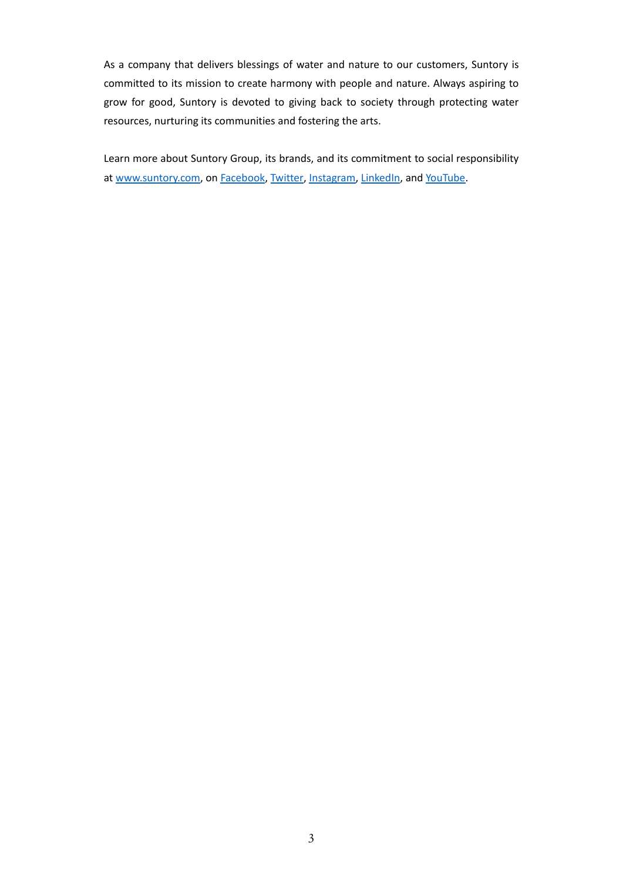As a company that delivers blessings of water and nature to our customers, Suntory is committed to its mission to create harmony with people and nature. Always aspiring to grow for good, Suntory is devoted to giving back to society through protecting water resources, nurturing its communities and fostering the arts.

Learn more about Suntory Group, its brands, and its commitment to social responsibility at www.suntory.com, on Facebook, Twitter, Instagram, LinkedIn, and YouTube.